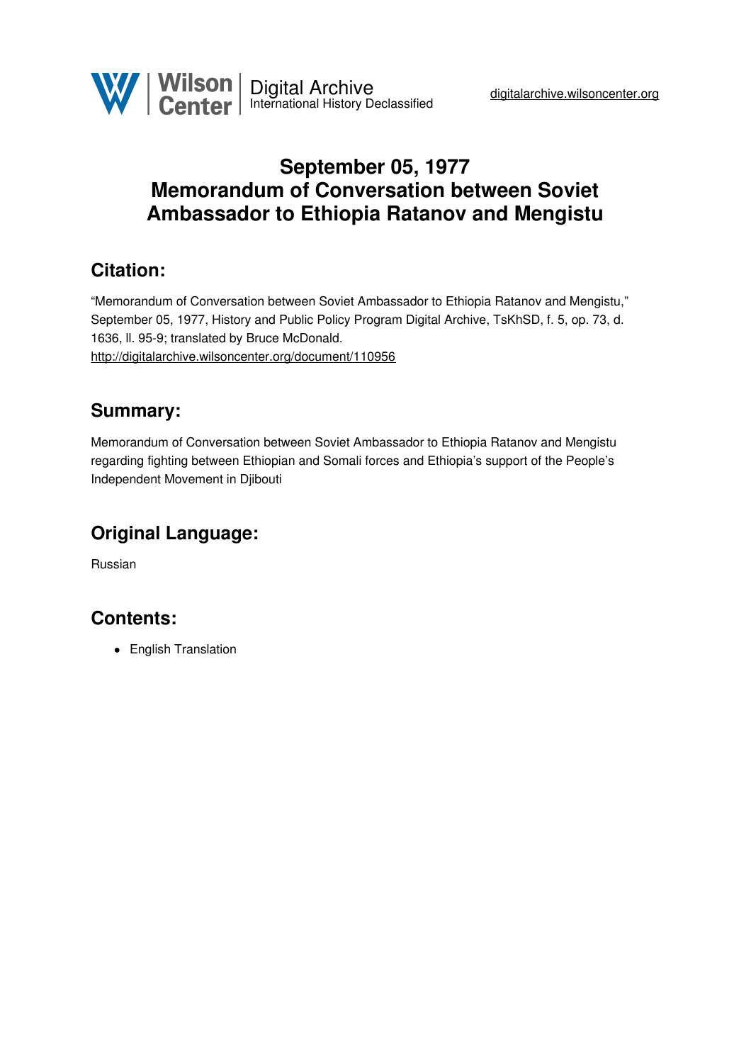# September 05, 1977
# Memorandum of Conversation between Soviet Ambassador to Ethiopia Ratanov and Mengistu

## Citation:

"Memorandum of Conversation between Soviet Ambassador to Ethiopia Ratanov and Mengistu," September 05, 1977, History and Public Policy Program Digital Archive, TsKhSD, f. 5, op. 73, d. 1636, ll. 95-9; translated by Bruce McDonald.
http://digitalarchive.wilsoncenter.org/document/110956

## Summary:

Memorandum of Conversation between Soviet Ambassador to Ethiopia Ratanov and Mengistu regarding fighting between Ethiopian and Somali forces and Ethiopia's support of the People's Independent Movement in Djibouti

## Original Language:

Russian

## Contents:

- English Translation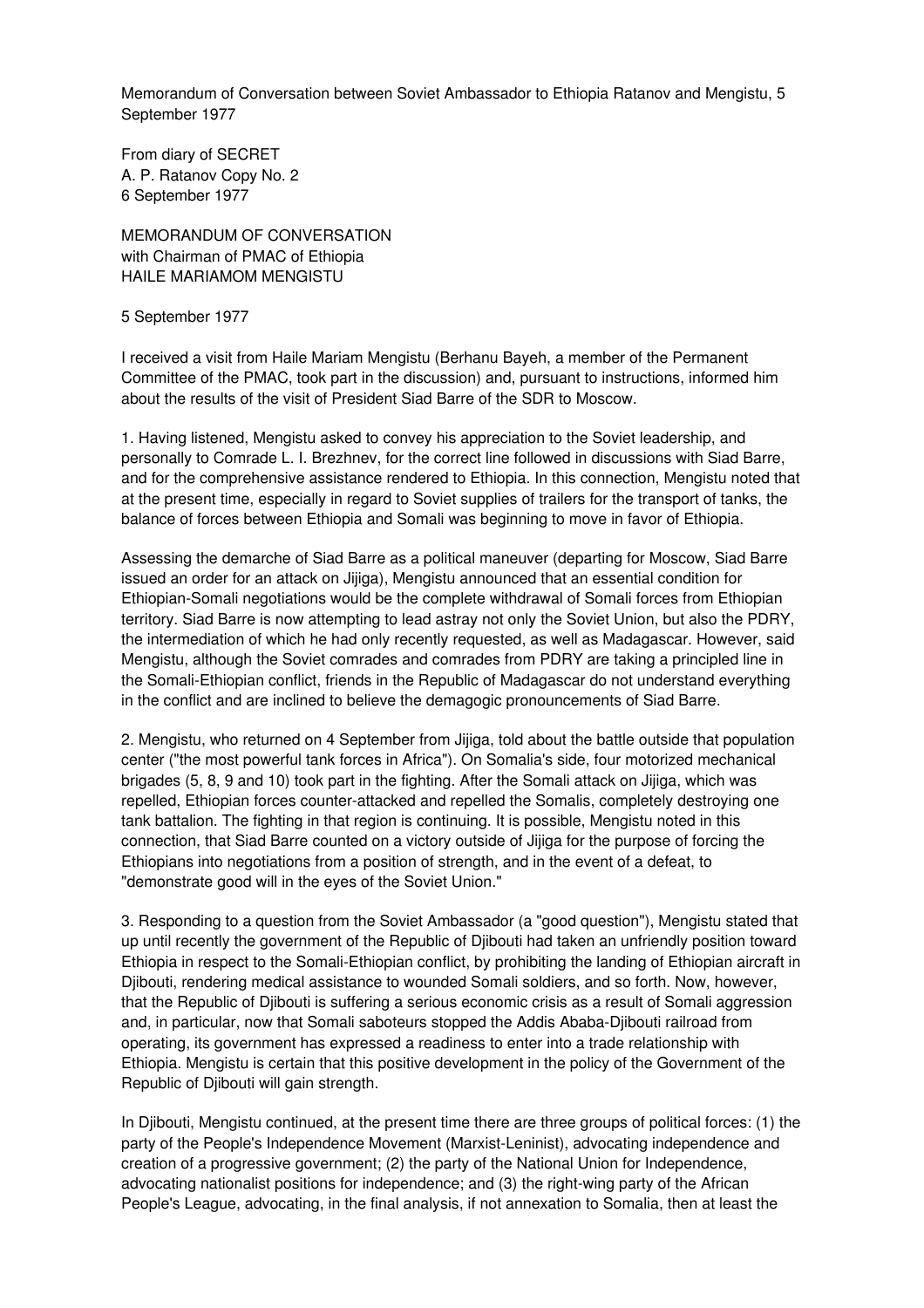Memorandum of Conversation between Soviet Ambassador to Ethiopia Ratanov and Mengistu, 5 September 1977

From diary of SECRET
A. P. Ratanov Copy No. 2
6 September 1977

MEMORANDUM OF CONVERSATION
with Chairman of PMAC of Ethiopia
HAILE MARIAMOM MENGISTU

5 September 1977

I received a visit from Haile Mariam Mengistu (Berhanu Bayeh, a member of the Permanent Committee of the PMAC, took part in the discussion) and, pursuant to instructions, informed him about the results of the visit of President Siad Barre of the SDR to Moscow.

1. Having listened, Mengistu asked to convey his appreciation to the Soviet leadership, and personally to Comrade L. I. Brezhnev, for the correct line followed in discussions with Siad Barre, and for the comprehensive assistance rendered to Ethiopia. In this connection, Mengistu noted that at the present time, especially in regard to Soviet supplies of trailers for the transport of tanks, the balance of forces between Ethiopia and Somali was beginning to move in favor of Ethiopia.

Assessing the demarche of Siad Barre as a political maneuver (departing for Moscow, Siad Barre issued an order for an attack on Jijiga), Mengistu announced that an essential condition for Ethiopian-Somali negotiations would be the complete withdrawal of Somali forces from Ethiopian territory. Siad Barre is now attempting to lead astray not only the Soviet Union, but also the PDRY, the intermediation of which he had only recently requested, as well as Madagascar. However, said Mengistu, although the Soviet comrades and comrades from PDRY are taking a principled line in the Somali-Ethiopian conflict, friends in the Republic of Madagascar do not understand everything in the conflict and are inclined to believe the demagogic pronouncements of Siad Barre.

2. Mengistu, who returned on 4 September from Jijiga, told about the battle outside that population center ("the most powerful tank forces in Africa"). On Somalia's side, four motorized mechanical brigades (5, 8, 9 and 10) took part in the fighting. After the Somali attack on Jijiga, which was repelled, Ethiopian forces counter-attacked and repelled the Somalis, completely destroying one tank battalion. The fighting in that region is continuing. It is possible, Mengistu noted in this connection, that Siad Barre counted on a victory outside of Jijiga for the purpose of forcing the Ethiopians into negotiations from a position of strength, and in the event of a defeat, to "demonstrate good will in the eyes of the Soviet Union."

3. Responding to a question from the Soviet Ambassador (a "good question"), Mengistu stated that up until recently the government of the Republic of Djibouti had taken an unfriendly position toward Ethiopia in respect to the Somali-Ethiopian conflict, by prohibiting the landing of Ethiopian aircraft in Djibouti, rendering medical assistance to wounded Somali soldiers, and so forth. Now, however, that the Republic of Djibouti is suffering a serious economic crisis as a result of Somali aggression and, in particular, now that Somali saboteurs stopped the Addis Ababa-Djibouti railroad from operating, its government has expressed a readiness to enter into a trade relationship with Ethiopia. Mengistu is certain that this positive development in the policy of the Government of the Republic of Djibouti will gain strength.

In Djibouti, Mengistu continued, at the present time there are three groups of political forces: (1) the party of the People's Independence Movement (Marxist-Leninist), advocating independence and creation of a progressive government; (2) the party of the National Union for Independence, advocating nationalist positions for independence; and (3) the right-wing party of the African People's League, advocating, in the final analysis, if not annexation to Somalia, then at least the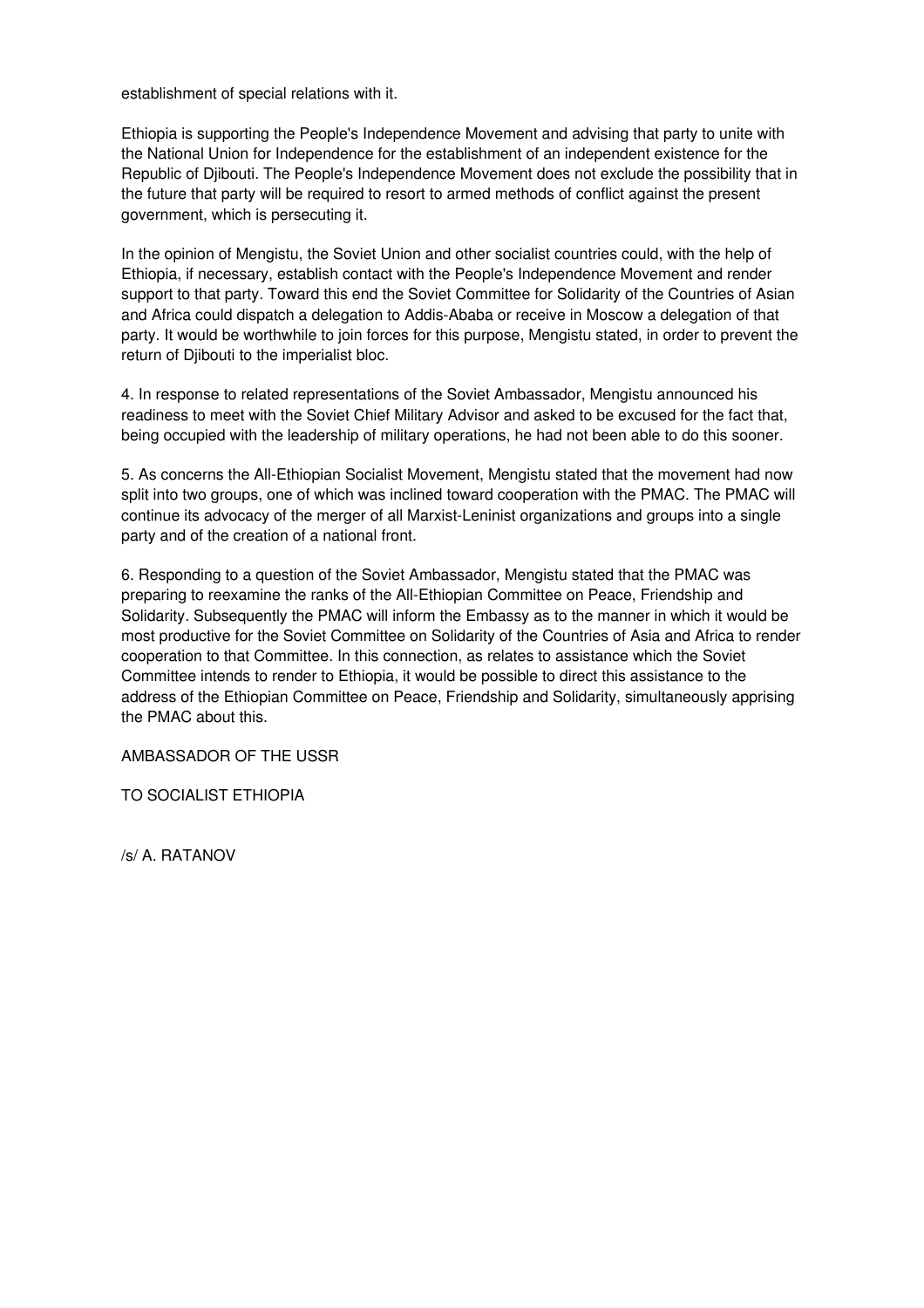establishment of special relations with it.

Ethiopia is supporting the People's Independence Movement and advising that party to unite with the National Union for Independence for the establishment of an independent existence for the Republic of Djibouti. The People's Independence Movement does not exclude the possibility that in the future that party will be required to resort to armed methods of conflict against the present government, which is persecuting it.

In the opinion of Mengistu, the Soviet Union and other socialist countries could, with the help of Ethiopia, if necessary, establish contact with the People's Independence Movement and render support to that party. Toward this end the Soviet Committee for Solidarity of the Countries of Asian and Africa could dispatch a delegation to Addis-Ababa or receive in Moscow a delegation of that party. It would be worthwhile to join forces for this purpose, Mengistu stated, in order to prevent the return of Djibouti to the imperialist bloc.

4. In response to related representations of the Soviet Ambassador, Mengistu announced his readiness to meet with the Soviet Chief Military Advisor and asked to be excused for the fact that, being occupied with the leadership of military operations, he had not been able to do this sooner.

5. As concerns the All-Ethiopian Socialist Movement, Mengistu stated that the movement had now split into two groups, one of which was inclined toward cooperation with the PMAC. The PMAC will continue its advocacy of the merger of all Marxist-Leninist organizations and groups into a single party and of the creation of a national front.

6. Responding to a question of the Soviet Ambassador, Mengistu stated that the PMAC was preparing to reexamine the ranks of the All-Ethiopian Committee on Peace, Friendship and Solidarity. Subsequently the PMAC will inform the Embassy as to the manner in which it would be most productive for the Soviet Committee on Solidarity of the Countries of Asia and Africa to render cooperation to that Committee. In this connection, as relates to assistance which the Soviet Committee intends to render to Ethiopia, it would be possible to direct this assistance to the address of the Ethiopian Committee on Peace, Friendship and Solidarity, simultaneously apprising the PMAC about this.

AMBASSADOR OF THE USSR

TO SOCIALIST ETHIOPIA

/s/ A. RATANOV